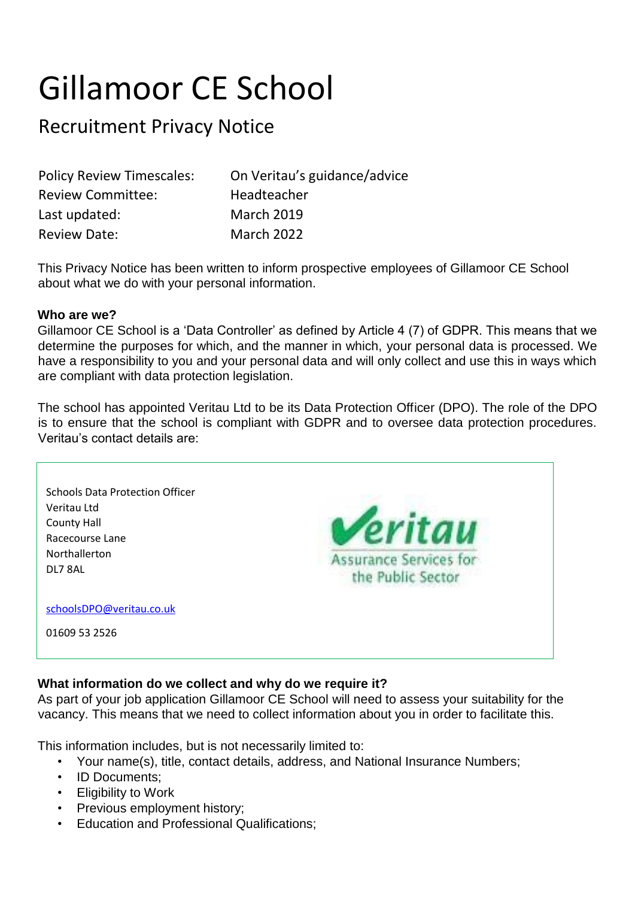# Gillamoor CE School

## Recruitment Privacy Notice

| | |
|---|---|
| Policy Review Timescales: | On Veritau's guidance/advice |
| Review Committee: | Headteacher |
| Last updated: | March 2019 |
| Review Date: | March 2022 |

This Privacy Notice has been written to inform prospective employees of Gillamoor CE School about what we do with your personal information.

**Who are we?**

Gillamoor CE School is a 'Data Controller' as defined by Article 4 (7) of GDPR. This means that we determine the purposes for which, and the manner in which, your personal data is processed. We have a responsibility to you and your personal data and will only collect and use this in ways which are compliant with data protection legislation.

The school has appointed Veritau Ltd to be its Data Protection Officer (DPO). The role of the DPO is to ensure that the school is compliant with GDPR and to oversee data protection procedures. Veritau's contact details are:

Schools Data Protection Officer
Veritau Ltd
County Hall
Racecourse Lane
Northallerton
DL7 8AL

schoolsDPO@veritau.co.uk

01609 53 2526

**What information do we collect and why do we require it?**

As part of your job application Gillamoor CE School will need to assess your suitability for the vacancy. This means that we need to collect information about you in order to facilitate this.

This information includes, but is not necessarily limited to:

- Your name(s), title, contact details, address, and National Insurance Numbers;
- ID Documents;
- Eligibility to Work
- Previous employment history;
- Education and Professional Qualifications;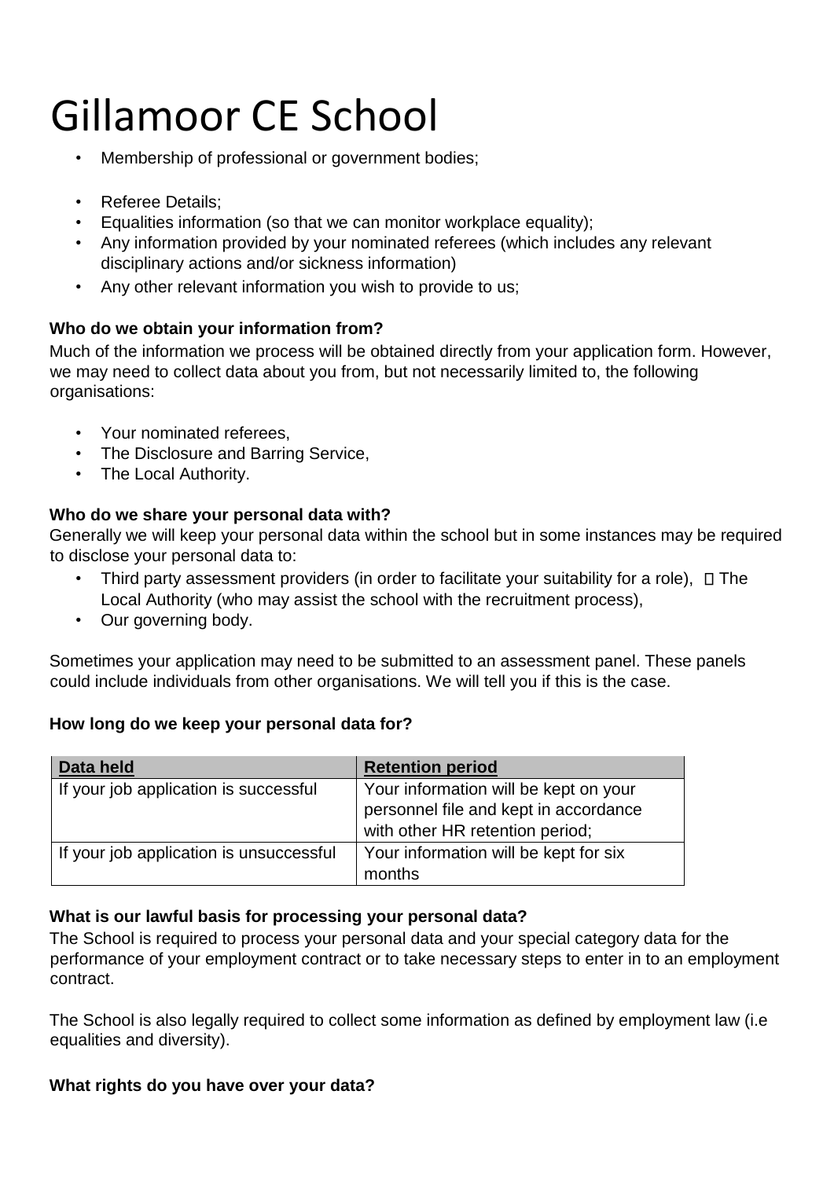- Membership of professional or government bodies;
- Referee Details;
- Equalities information (so that we can monitor workplace equality);
- Any information provided by your nominated referees (which includes any relevant disciplinary actions and/or sickness information)
- Any other relevant information you wish to provide to us;

**Who do we obtain your information from?**

Much of the information we process will be obtained directly from your application form. However, we may need to collect data about you from, but not necessarily limited to, the following organisations:

- Your nominated referees,
- The Disclosure and Barring Service,
- The Local Authority.

**Who do we share your personal data with?**

Generally we will keep your personal data within the school but in some instances may be required to disclose your personal data to:

- Third party assessment providers (in order to facilitate your suitability for a role),
- The Local Authority (who may assist the school with the recruitment process),
- Our governing body.

Sometimes your application may need to be submitted to an assessment panel. These panels could include individuals from other organisations. We will tell you if this is the case.

**How long do we keep your personal data for?**

| Data held | Retention period |
| --- | --- |
| If your job application is successful | Your information will be kept on your personnel file and kept in accordance with other HR retention period; |
| If your job application is unsuccessful | Your information will be kept for six months |

**What is our lawful basis for processing your personal data?**

The School is required to process your personal data and your special category data for the performance of your employment contract or to take necessary steps to enter in to an employment contract.

The School is also legally required to collect some information as defined by employment law (i.e equalities and diversity).

**What rights do you have over your data?**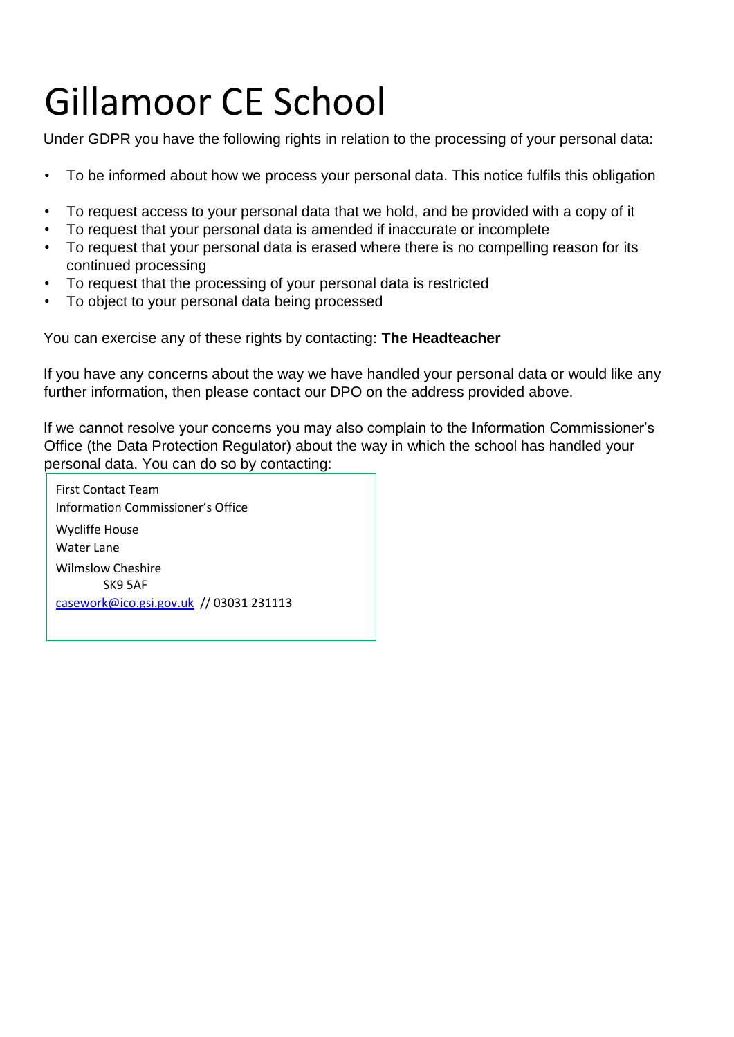# Gillamoor CE School

Under GDPR you have the following rights in relation to the processing of your personal data:

- To be informed about how we process your personal data. This notice fulfils this obligation
- To request access to your personal data that we hold, and be provided with a copy of it
- To request that your personal data is amended if inaccurate or incomplete
- To request that your personal data is erased where there is no compelling reason for its continued processing
- To request that the processing of your personal data is restricted
- To object to your personal data being processed

You can exercise any of these rights by contacting: **The Headteacher**

If you have any concerns about the way we have handled your personal data or would like any further information, then please contact our DPO on the address provided above.

If we cannot resolve your concerns you may also complain to the Information Commissioner's Office (the Data Protection Regulator) about the way in which the school has handled your personal data. You can do so by contacting:

First Contact Team
Information Commissioner's Office
Wycliffe House
Water Lane
Wilmslow Cheshire
SK9 5AF
casework@ico.gsi.gov.uk // 03031 231113